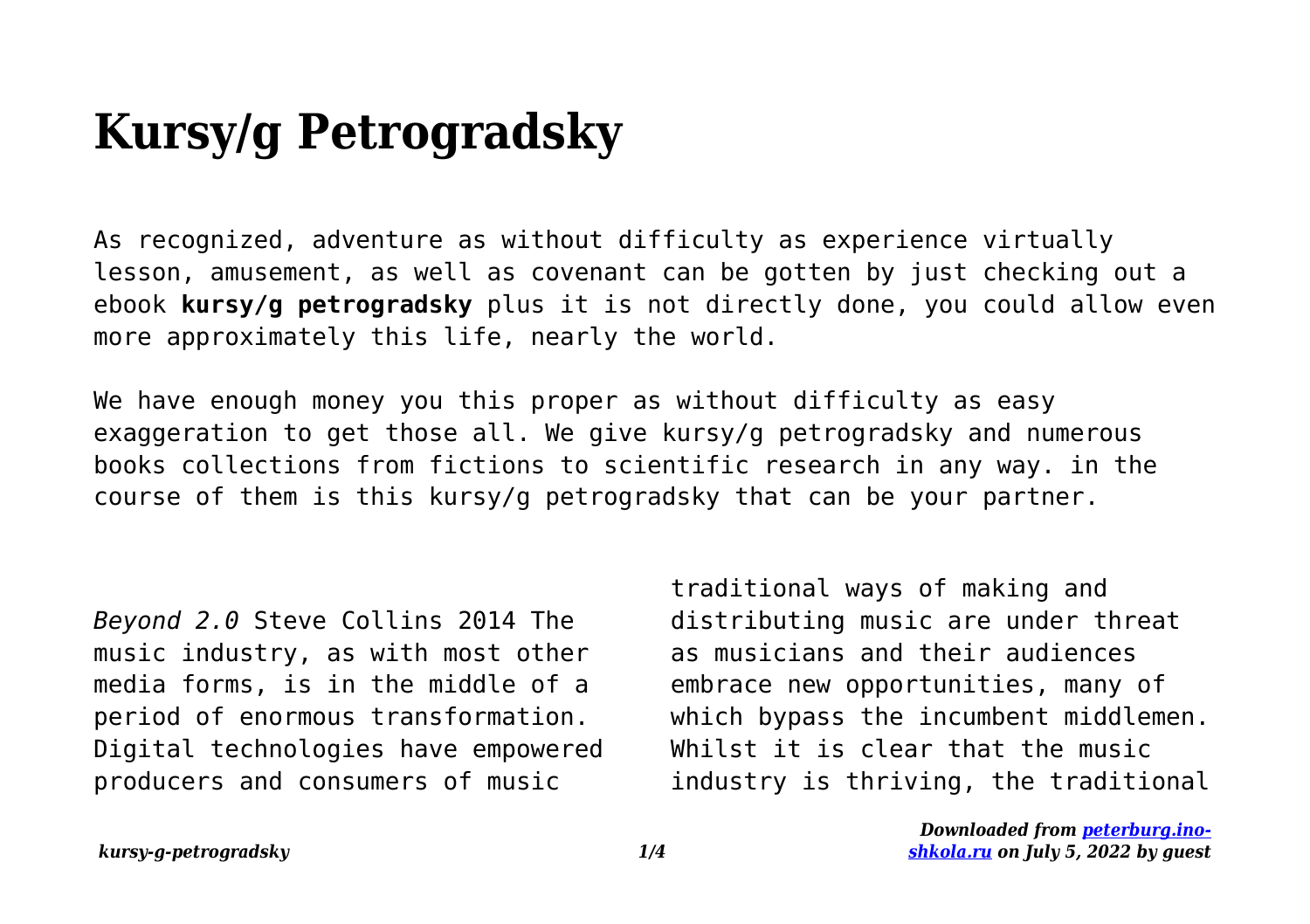# Kursy/g Petrogradsky

As recognized, adventure as without difficulty as experience virtually lesson, amusement, as well as covenant can be gotten by just checking out a ebook **kursy/g petrogradsky** plus it is not directly done, you could allow even more approximately this life, nearly the world.

We have enough money you this proper as without difficulty as easy exaggeration to get those all. We give kursy/g petrogradsky and numerous books collections from fictions to scientific research in any way. in the course of them is this kursy/g petrogradsky that can be your partner.

*Beyond 2.0* Steve Collins 2014 The music industry, as with most other media forms, is in the middle of a period of enormous transformation. Digital technologies have empowered producers and consumers of music traditional ways of making and distributing music are under threat as musicians and their audiences embrace new opportunities, many of which bypass the incumbent middlemen. Whilst it is clear that the music industry is thriving, the traditional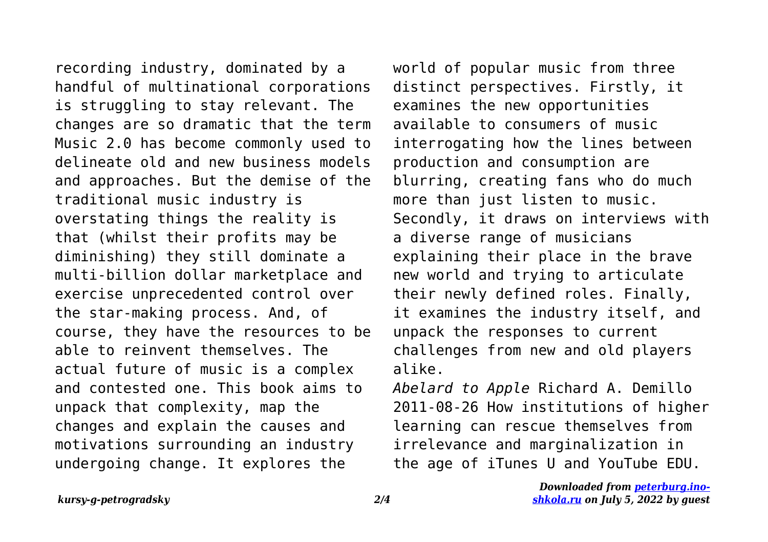recording industry, dominated by a handful of multinational corporations is struggling to stay relevant. The changes are so dramatic that the term Music 2.0 has become commonly used to delineate old and new business models and approaches. But the demise of the traditional music industry is overstating things the reality is that (whilst their profits may be diminishing) they still dominate a multi-billion dollar marketplace and exercise unprecedented control over the star-making process. And, of course, they have the resources to be able to reinvent themselves. The actual future of music is a complex and contested one. This book aims to unpack that complexity, map the changes and explain the causes and motivations surrounding an industry undergoing change. It explores the world of popular music from three distinct perspectives. Firstly, it examines the new opportunities available to consumers of music interrogating how the lines between production and consumption are blurring, creating fans who do much more than just listen to music. Secondly, it draws on interviews with a diverse range of musicians explaining their place in the brave new world and trying to articulate their newly defined roles. Finally, it examines the industry itself, and unpack the responses to current challenges from new and old players alike.

*Abelard to Apple* Richard A. Demillo 2011-08-26 How institutions of higher learning can rescue themselves from irrelevance and marginalization in the age of iTunes U and YouTube EDU.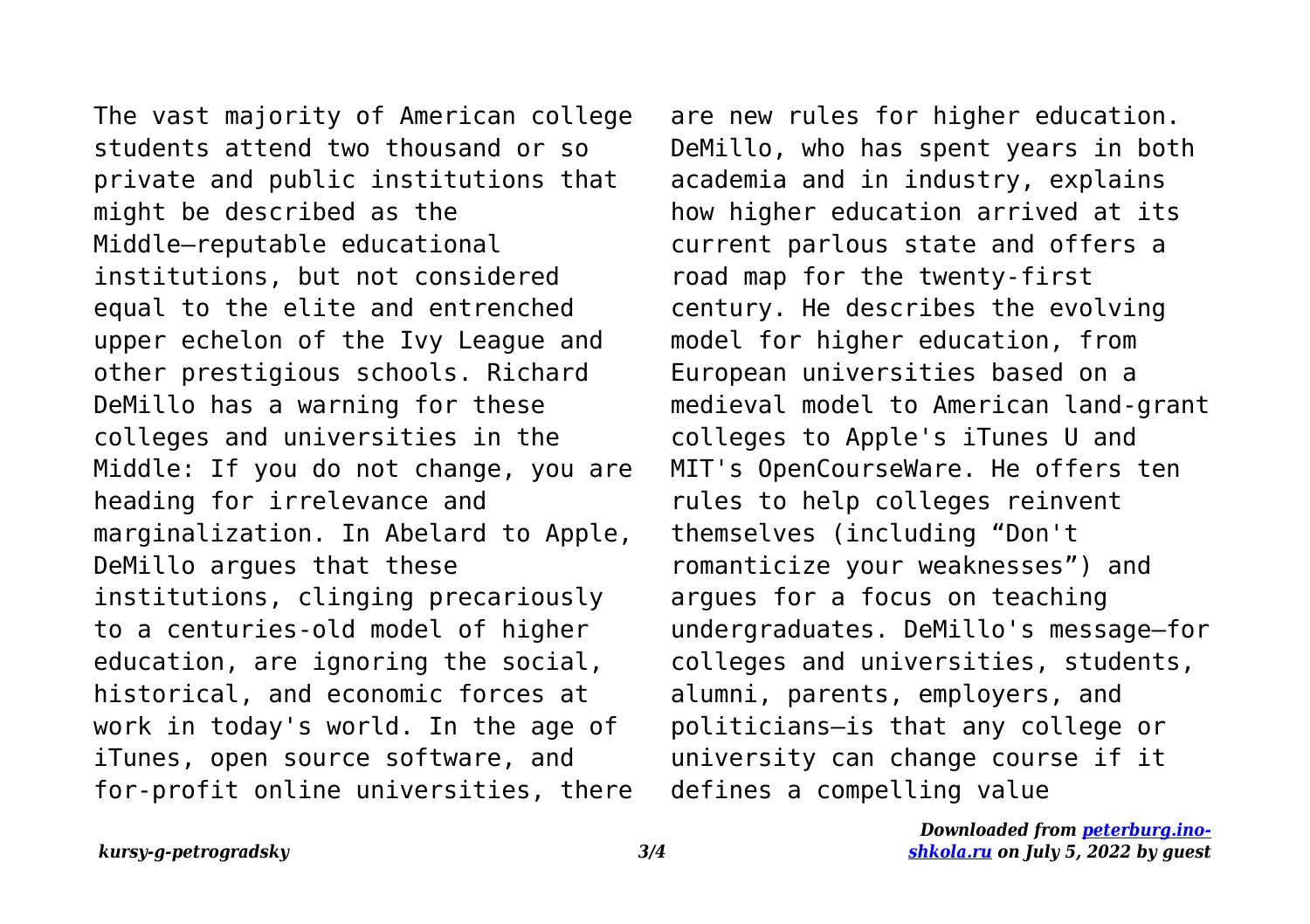The vast majority of American college students attend two thousand or so private and public institutions that might be described as the Middle—reputable educational institutions, but not considered equal to the elite and entrenched upper echelon of the Ivy League and other prestigious schools. Richard DeMillo has a warning for these colleges and universities in the Middle: If you do not change, you are heading for irrelevance and marginalization. In Abelard to Apple, DeMillo argues that these institutions, clinging precariously to a centuries-old model of higher education, are ignoring the social, historical, and economic forces at work in today's world. In the age of iTunes, open source software, and for-profit online universities, there are new rules for higher education. DeMillo, who has spent years in both academia and in industry, explains how higher education arrived at its current parlous state and offers a road map for the twenty-first century. He describes the evolving model for higher education, from European universities based on a medieval model to American land-grant colleges to Apple's iTunes U and MIT's OpenCourseWare. He offers ten rules to help colleges reinvent themselves (including "Don't romanticize your weaknesses") and argues for a focus on teaching undergraduates. DeMillo's message—for colleges and universities, students, alumni, parents, employers, and politicians—is that any college or university can change course if it defines a compelling value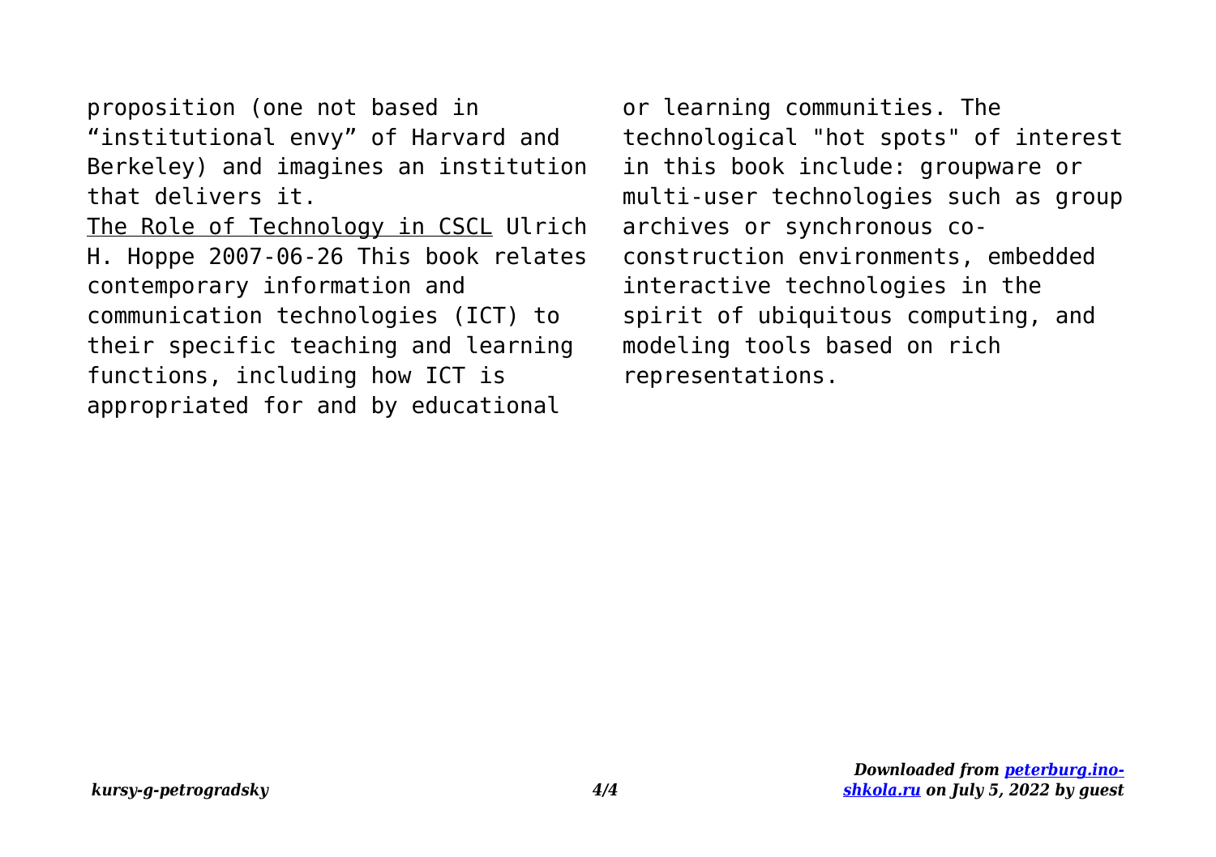proposition (one not based in "institutional envy" of Harvard and Berkeley) and imagines an institution that delivers it.

The Role of Technology in CSCL Ulrich H. Hoppe 2007-06-26 This book relates contemporary information and communication technologies (ICT) to their specific teaching and learning functions, including how ICT is appropriated for and by educational or learning communities. The technological "hot spots" of interest in this book include: groupware or multi-user technologies such as group archives or synchronous co-construction environments, embedded interactive technologies in the spirit of ubiquitous computing, and modeling tools based on rich representations.